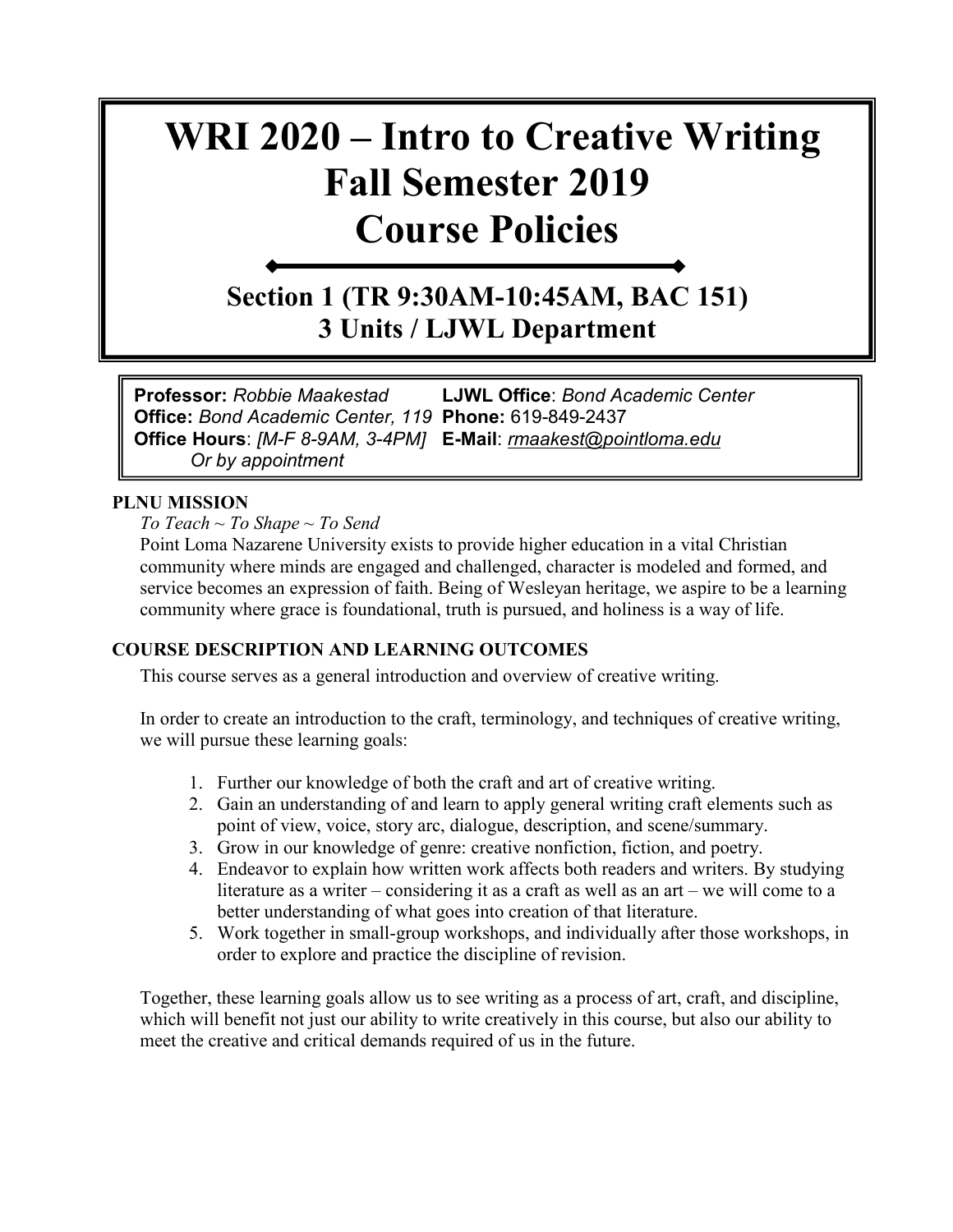# WRI 2020 – Intro to Creative Writing
# Fall Semester 2019
# Course Policies

## Section 1 (TR 9:30AM-10:45AM, BAC 151)
## 3 Units / LJWL Department

**Professor:** *Robbie Maakestad*
**Office:** *Bond Academic Center, 119*
**Office Hours**: *[M-F 8-9AM, 3-4PM]*
*Or by appointment*

**LJWL Office**: *Bond Academic Center*
**Phone:** 619-849-2437
**E-Mail**: *rmaakest@pointloma.edu*

### PLNU MISSION

*To Teach ~ To Shape ~ To Send*

Point Loma Nazarene University exists to provide higher education in a vital Christian community where minds are engaged and challenged, character is modeled and formed, and service becomes an expression of faith. Being of Wesleyan heritage, we aspire to be a learning community where grace is foundational, truth is pursued, and holiness is a way of life.

### COURSE DESCRIPTION AND LEARNING OUTCOMES

This course serves as a general introduction and overview of creative writing.

In order to create an introduction to the craft, terminology, and techniques of creative writing, we will pursue these learning goals:

1. Further our knowledge of both the craft and art of creative writing.
2. Gain an understanding of and learn to apply general writing craft elements such as point of view, voice, story arc, dialogue, description, and scene/summary.
3. Grow in our knowledge of genre: creative nonfiction, fiction, and poetry.
4. Endeavor to explain how written work affects both readers and writers. By studying literature as a writer – considering it as a craft as well as an art – we will come to a better understanding of what goes into creation of that literature.
5. Work together in small-group workshops, and individually after those workshops, in order to explore and practice the discipline of revision.

Together, these learning goals allow us to see writing as a process of art, craft, and discipline, which will benefit not just our ability to write creatively in this course, but also our ability to meet the creative and critical demands required of us in the future.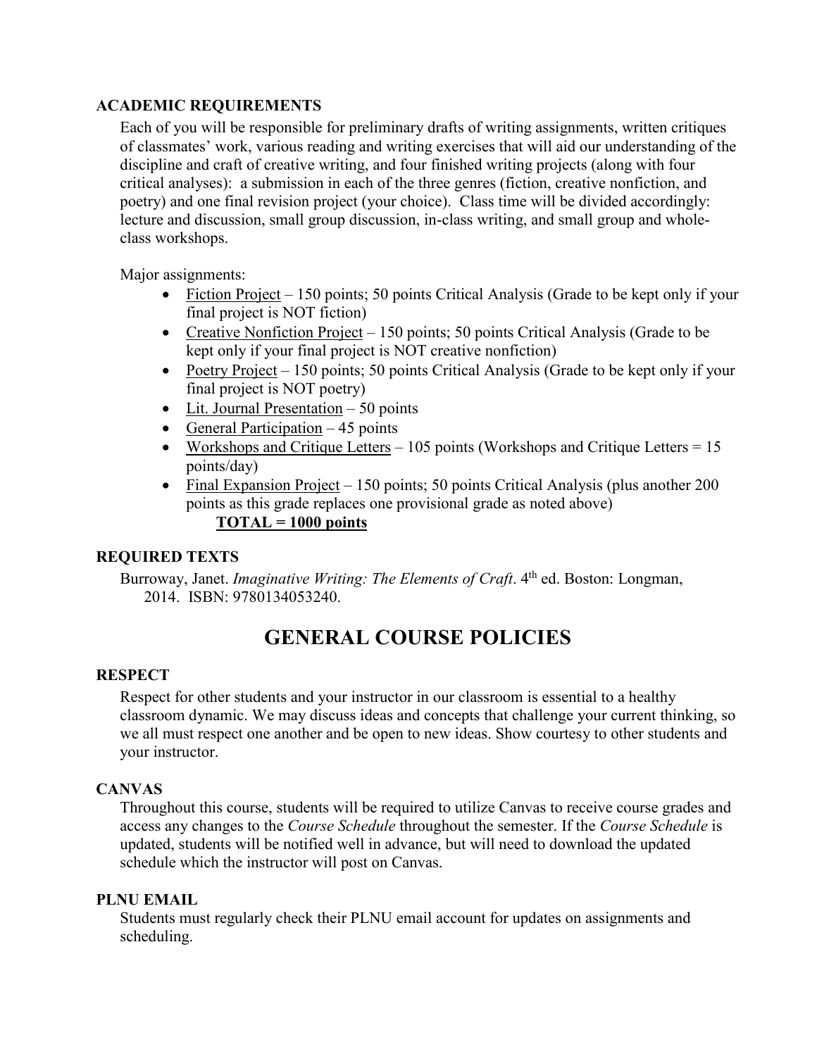### ACADEMIC REQUIREMENTS

Each of you will be responsible for preliminary drafts of writing assignments, written critiques of classmates' work, various reading and writing exercises that will aid our understanding of the discipline and craft of creative writing, and four finished writing projects (along with four critical analyses): a submission in each of the three genres (fiction, creative nonfiction, and poetry) and one final revision project (your choice). Class time will be divided accordingly: lecture and discussion, small group discussion, in-class writing, and small group and whole-class workshops.

Major assignments:

- Fiction Project – 150 points; 50 points Critical Analysis (Grade to be kept only if your final project is NOT fiction)
- Creative Nonfiction Project – 150 points; 50 points Critical Analysis (Grade to be kept only if your final project is NOT creative nonfiction)
- Poetry Project – 150 points; 50 points Critical Analysis (Grade to be kept only if your final project is NOT poetry)
- Lit. Journal Presentation – 50 points
- General Participation – 45 points
- Workshops and Critique Letters – 105 points (Workshops and Critique Letters = 15 points/day)
- Final Expansion Project – 150 points; 50 points Critical Analysis (plus another 200 points as this grade replaces one provisional grade as noted above)

**TOTAL = 1000 points**

### REQUIRED TEXTS

Burroway, Janet. *Imaginative Writing: The Elements of Craft*. 4th ed. Boston: Longman, 2014. ISBN: 9780134053240.

## GENERAL COURSE POLICIES

### RESPECT

Respect for other students and your instructor in our classroom is essential to a healthy classroom dynamic. We may discuss ideas and concepts that challenge your current thinking, so we all must respect one another and be open to new ideas. Show courtesy to other students and your instructor.

### CANVAS

Throughout this course, students will be required to utilize Canvas to receive course grades and access any changes to the *Course Schedule* throughout the semester. If the *Course Schedule* is updated, students will be notified well in advance, but will need to download the updated schedule which the instructor will post on Canvas.

### PLNU EMAIL

Students must regularly check their PLNU email account for updates on assignments and scheduling.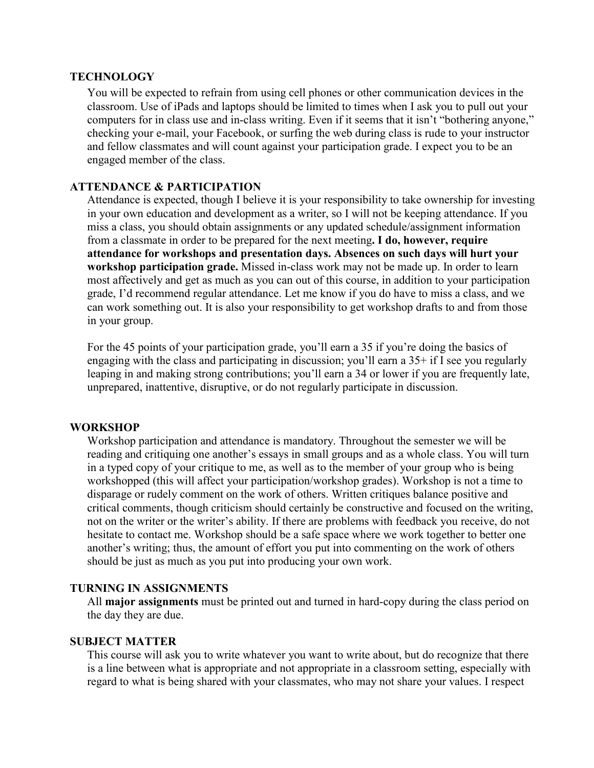## TECHNOLOGY

You will be expected to refrain from using cell phones or other communication devices in the classroom. Use of iPads and laptops should be limited to times when I ask you to pull out your computers for in class use and in-class writing. Even if it seems that it isn't "bothering anyone," checking your e-mail, your Facebook, or surfing the web during class is rude to your instructor and fellow classmates and will count against your participation grade. I expect you to be an engaged member of the class.

## ATTENDANCE & PARTICIPATION

Attendance is expected, though I believe it is your responsibility to take ownership for investing in your own education and development as a writer, so I will not be keeping attendance. If you miss a class, you should obtain assignments or any updated schedule/assignment information from a classmate in order to be prepared for the next meeting**. I do, however, require attendance for workshops and presentation days. Absences on such days will hurt your workshop participation grade.** Missed in-class work may not be made up. In order to learn most affectively and get as much as you can out of this course, in addition to your participation grade, I'd recommend regular attendance. Let me know if you do have to miss a class, and we can work something out. It is also your responsibility to get workshop drafts to and from those in your group.

For the 45 points of your participation grade, you'll earn a 35 if you're doing the basics of engaging with the class and participating in discussion; you'll earn a 35+ if I see you regularly leaping in and making strong contributions; you'll earn a 34 or lower if you are frequently late, unprepared, inattentive, disruptive, or do not regularly participate in discussion.

## WORKSHOP

Workshop participation and attendance is mandatory. Throughout the semester we will be reading and critiquing one another's essays in small groups and as a whole class. You will turn in a typed copy of your critique to me, as well as to the member of your group who is being workshopped (this will affect your participation/workshop grades). Workshop is not a time to disparage or rudely comment on the work of others. Written critiques balance positive and critical comments, though criticism should certainly be constructive and focused on the writing, not on the writer or the writer's ability. If there are problems with feedback you receive, do not hesitate to contact me. Workshop should be a safe space where we work together to better one another's writing; thus, the amount of effort you put into commenting on the work of others should be just as much as you put into producing your own work.

## TURNING IN ASSIGNMENTS

All **major assignments** must be printed out and turned in hard-copy during the class period on the day they are due.

## SUBJECT MATTER

This course will ask you to write whatever you want to write about, but do recognize that there is a line between what is appropriate and not appropriate in a classroom setting, especially with regard to what is being shared with your classmates, who may not share your values. I respect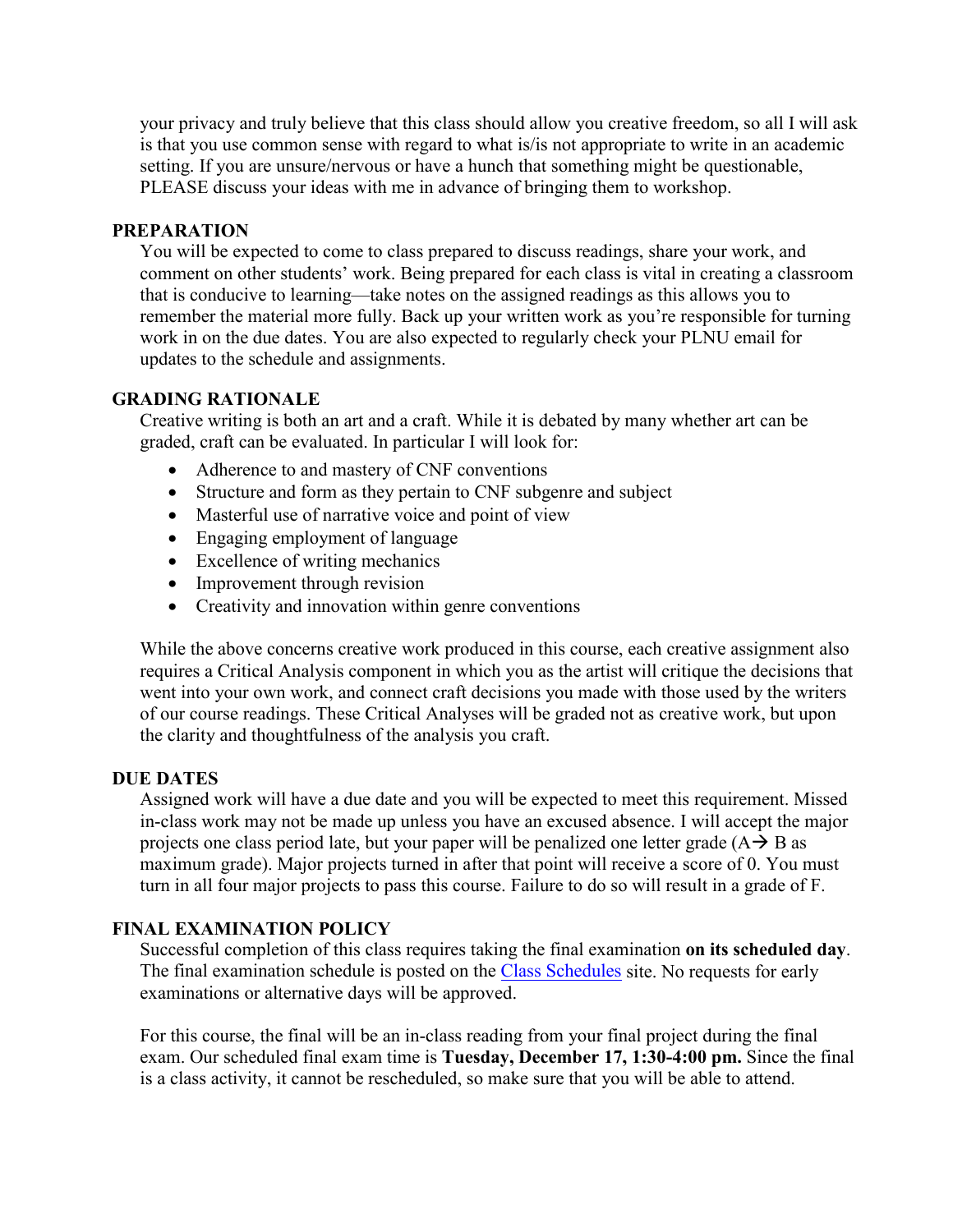your privacy and truly believe that this class should allow you creative freedom, so all I will ask is that you use common sense with regard to what is/is not appropriate to write in an academic setting. If you are unsure/nervous or have a hunch that something might be questionable, PLEASE discuss your ideas with me in advance of bringing them to workshop.

## PREPARATION

You will be expected to come to class prepared to discuss readings, share your work, and comment on other students' work. Being prepared for each class is vital in creating a classroom that is conducive to learning—take notes on the assigned readings as this allows you to remember the material more fully. Back up your written work as you're responsible for turning work in on the due dates. You are also expected to regularly check your PLNU email for updates to the schedule and assignments.

## GRADING RATIONALE

Creative writing is both an art and a craft. While it is debated by many whether art can be graded, craft can be evaluated. In particular I will look for:

- Adherence to and mastery of CNF conventions
- Structure and form as they pertain to CNF subgenre and subject
- Masterful use of narrative voice and point of view
- Engaging employment of language
- Excellence of writing mechanics
- Improvement through revision
- Creativity and innovation within genre conventions

While the above concerns creative work produced in this course, each creative assignment also requires a Critical Analysis component in which you as the artist will critique the decisions that went into your own work, and connect craft decisions you made with those used by the writers of our course readings. These Critical Analyses will be graded not as creative work, but upon the clarity and thoughtfulness of the analysis you craft.

## DUE DATES

Assigned work will have a due date and you will be expected to meet this requirement. Missed in-class work may not be made up unless you have an excused absence. I will accept the major projects one class period late, but your paper will be penalized one letter grade (A→ B as maximum grade). Major projects turned in after that point will receive a score of 0. You must turn in all four major projects to pass this course. Failure to do so will result in a grade of F.

## FINAL EXAMINATION POLICY

Successful completion of this class requires taking the final examination **on its scheduled day**. The final examination schedule is posted on the Class Schedules site. No requests for early examinations or alternative days will be approved.

For this course, the final will be an in-class reading from your final project during the final exam. Our scheduled final exam time is **Tuesday, December 17, 1:30-4:00 pm.** Since the final is a class activity, it cannot be rescheduled, so make sure that you will be able to attend.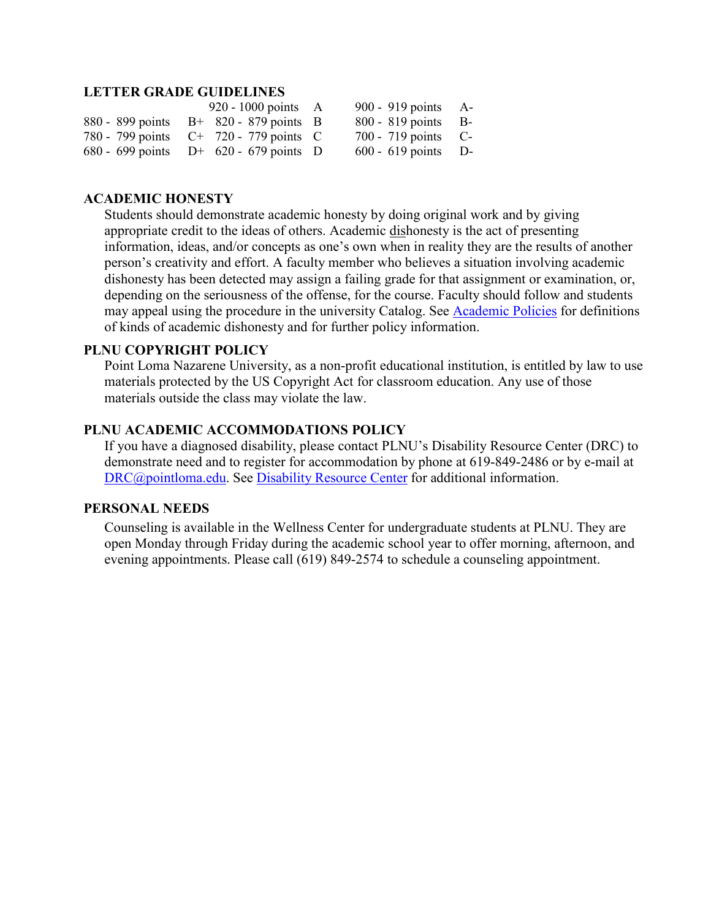### LETTER GRADE GUIDELINES

| | | | | | |
|---|---|---|---|---|---|
| | | 920 - 1000 points | A | 900 - 919 points | A- |
| 880 - 899 points | B+ | 820 - 879 points | B | 800 - 819 points | B- |
| 780 - 799 points | C+ | 720 - 779 points | C | 700 - 719 points | C- |
| 680 - 699 points | D+ | 620 - 679 points | D | 600 - 619 points | D- |

### ACADEMIC HONESTY

Students should demonstrate academic honesty by doing original work and by giving appropriate credit to the ideas of others. Academic dishonesty is the act of presenting information, ideas, and/or concepts as one's own when in reality they are the results of another person's creativity and effort. A faculty member who believes a situation involving academic dishonesty has been detected may assign a failing grade for that assignment or examination, or, depending on the seriousness of the offense, for the course. Faculty should follow and students may appeal using the procedure in the university Catalog. See Academic Policies for definitions of kinds of academic dishonesty and for further policy information.

### PLNU COPYRIGHT POLICY

Point Loma Nazarene University, as a non-profit educational institution, is entitled by law to use materials protected by the US Copyright Act for classroom education. Any use of those materials outside the class may violate the law.

### PLNU ACADEMIC ACCOMMODATIONS POLICY

If you have a diagnosed disability, please contact PLNU's Disability Resource Center (DRC) to demonstrate need and to register for accommodation by phone at 619-849-2486 or by e-mail at DRC@pointloma.edu. See Disability Resource Center for additional information.

### PERSONAL NEEDS

Counseling is available in the Wellness Center for undergraduate students at PLNU. They are open Monday through Friday during the academic school year to offer morning, afternoon, and evening appointments. Please call (619) 849-2574 to schedule a counseling appointment.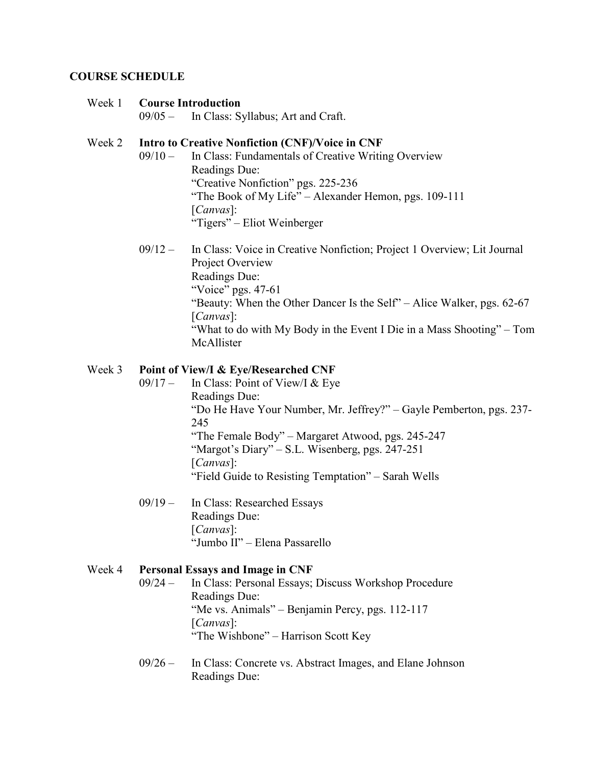## COURSE SCHEDULE

### Week 1 **Course Introduction**

09/05 – In Class: Syllabus; Art and Craft.

### Week 2 **Intro to Creative Nonfiction (CNF)/Voice in CNF**

09/10 – In Class: Fundamentals of Creative Writing Overview
Readings Due:
"Creative Nonfiction" pgs. 225-236
"The Book of My Life" – Alexander Hemon, pgs. 109-111
[*Canvas*]:
"Tigers" – Eliot Weinberger

09/12 – In Class: Voice in Creative Nonfiction; Project 1 Overview; Lit Journal Project Overview
Readings Due:
"Voice" pgs. 47-61
"Beauty: When the Other Dancer Is the Self" – Alice Walker, pgs. 62-67
[*Canvas*]:
"What to do with My Body in the Event I Die in a Mass Shooting" – Tom McAllister

### Week 3 **Point of View/I & Eye/Researched CNF**

09/17 – In Class: Point of View/I & Eye
Readings Due:
"Do He Have Your Number, Mr. Jeffrey?" – Gayle Pemberton, pgs. 237-245
"The Female Body" – Margaret Atwood, pgs. 245-247
"Margot's Diary" – S.L. Wisenberg, pgs. 247-251
[*Canvas*]:
"Field Guide to Resisting Temptation" – Sarah Wells

09/19 – In Class: Researched Essays
Readings Due:
[*Canvas*]:
"Jumbo II" – Elena Passarello

### Week 4 **Personal Essays and Image in CNF**

09/24 – In Class: Personal Essays; Discuss Workshop Procedure
Readings Due:
"Me vs. Animals" – Benjamin Percy, pgs. 112-117
[*Canvas*]:
"The Wishbone" – Harrison Scott Key

09/26 – In Class: Concrete vs. Abstract Images, and Elane Johnson
Readings Due: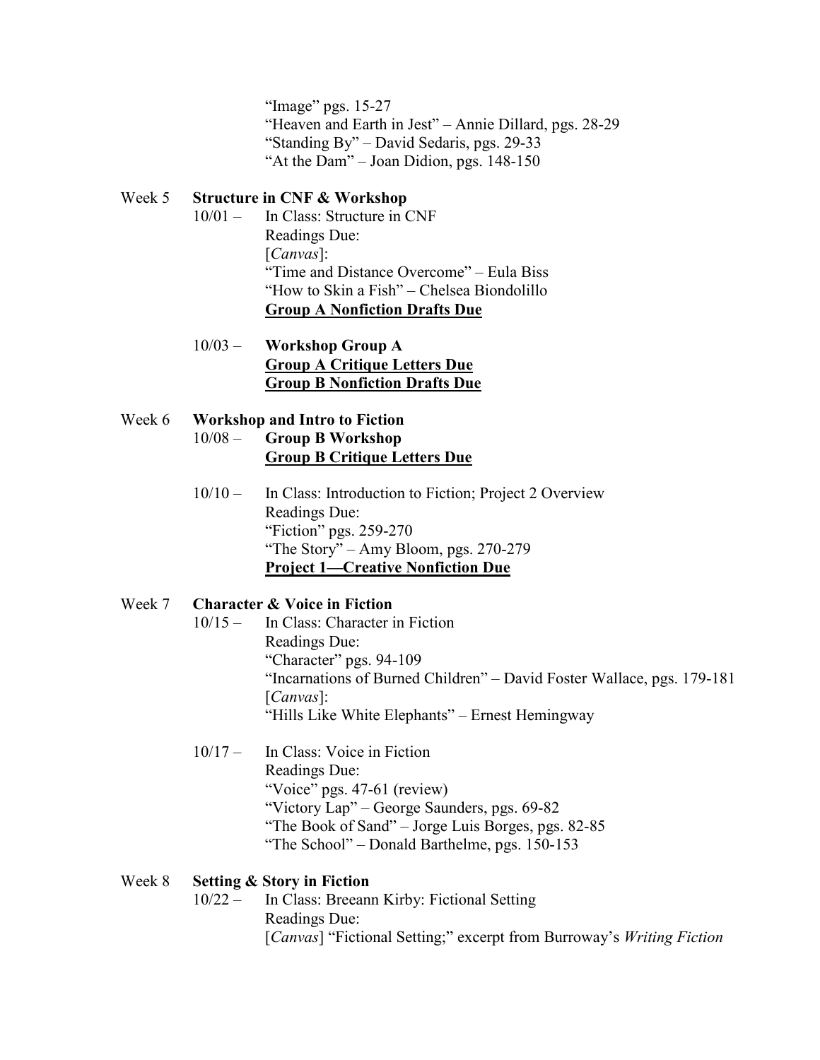"Image" pgs. 15-27
"Heaven and Earth in Jest" – Annie Dillard, pgs. 28-29
"Standing By" – David Sedaris, pgs. 29-33
"At the Dam" – Joan Didion, pgs. 148-150

Week 5 **Structure in CNF & Workshop**

10/01 – In Class: Structure in CNF
Readings Due:
[*Canvas*]:
"Time and Distance Overcome" – Eula Biss
"How to Skin a Fish" – Chelsea Biondolillo
**<u>Group A Nonfiction Drafts Due</u>**

10/03 – **Workshop Group A**
**<u>Group A Critique Letters Due</u>**
**<u>Group B Nonfiction Drafts Due</u>**

Week 6 **Workshop and Intro to Fiction**

10/08 – **Group B Workshop**
**<u>Group B Critique Letters Due</u>**

10/10 – In Class: Introduction to Fiction; Project 2 Overview
Readings Due:
"Fiction" pgs. 259-270
"The Story" – Amy Bloom, pgs. 270-279
**<u>Project 1—Creative Nonfiction Due</u>**

Week 7 **Character & Voice in Fiction**

10/15 – In Class: Character in Fiction
Readings Due:
"Character" pgs. 94-109
"Incarnations of Burned Children" – David Foster Wallace, pgs. 179-181
[*Canvas*]:
"Hills Like White Elephants" – Ernest Hemingway

10/17 – In Class: Voice in Fiction
Readings Due:
"Voice" pgs. 47-61 (review)
"Victory Lap" – George Saunders, pgs. 69-82
"The Book of Sand" – Jorge Luis Borges, pgs. 82-85
"The School" – Donald Barthelme, pgs. 150-153

Week 8 **Setting & Story in Fiction**

10/22 – In Class: Breeann Kirby: Fictional Setting
Readings Due:
[*Canvas*] "Fictional Setting;" excerpt from Burroway's *Writing Fiction*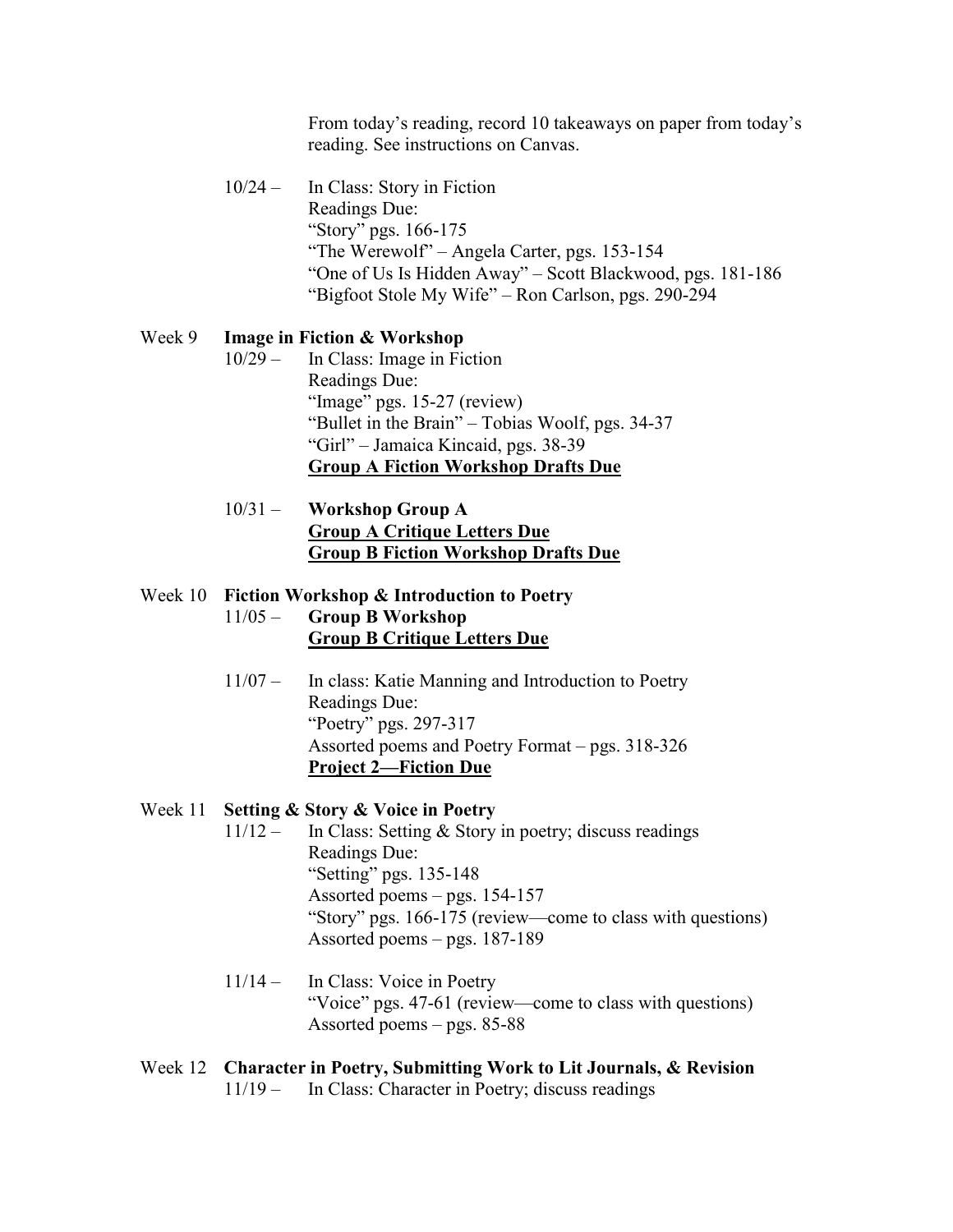From today's reading, record 10 takeaways on paper from today's reading. See instructions on Canvas.

10/24 – In Class: Story in Fiction
Readings Due:
"Story" pgs. 166-175
"The Werewolf" – Angela Carter, pgs. 153-154
"One of Us Is Hidden Away" – Scott Blackwood, pgs. 181-186
"Bigfoot Stole My Wife" – Ron Carlson, pgs. 290-294

Week 9 **Image in Fiction & Workshop**

10/29 – In Class: Image in Fiction
Readings Due:
"Image" pgs. 15-27 (review)
"Bullet in the Brain" – Tobias Woolf, pgs. 34-37
"Girl" – Jamaica Kincaid, pgs. 38-39
**<u>Group A Fiction Workshop Drafts Due</u>**

10/31 – **Workshop Group A**
**<u>Group A Critique Letters Due</u>**
**<u>Group B Fiction Workshop Drafts Due</u>**

Week 10 **Fiction Workshop & Introduction to Poetry**

11/05 – **Group B Workshop**
**<u>Group B Critique Letters Due</u>**

11/07 – In class: Katie Manning and Introduction to Poetry
Readings Due:
"Poetry" pgs. 297-317
Assorted poems and Poetry Format – pgs. 318-326
**<u>Project 2—Fiction Due</u>**

Week 11 **Setting & Story & Voice in Poetry**

11/12 – In Class: Setting & Story in poetry; discuss readings
Readings Due:
"Setting" pgs. 135-148
Assorted poems – pgs. 154-157
"Story" pgs. 166-175 (review—come to class with questions)
Assorted poems – pgs. 187-189

11/14 – In Class: Voice in Poetry
"Voice" pgs. 47-61 (review—come to class with questions)
Assorted poems – pgs. 85-88

Week 12 **Character in Poetry, Submitting Work to Lit Journals, & Revision**

11/19 – In Class: Character in Poetry; discuss readings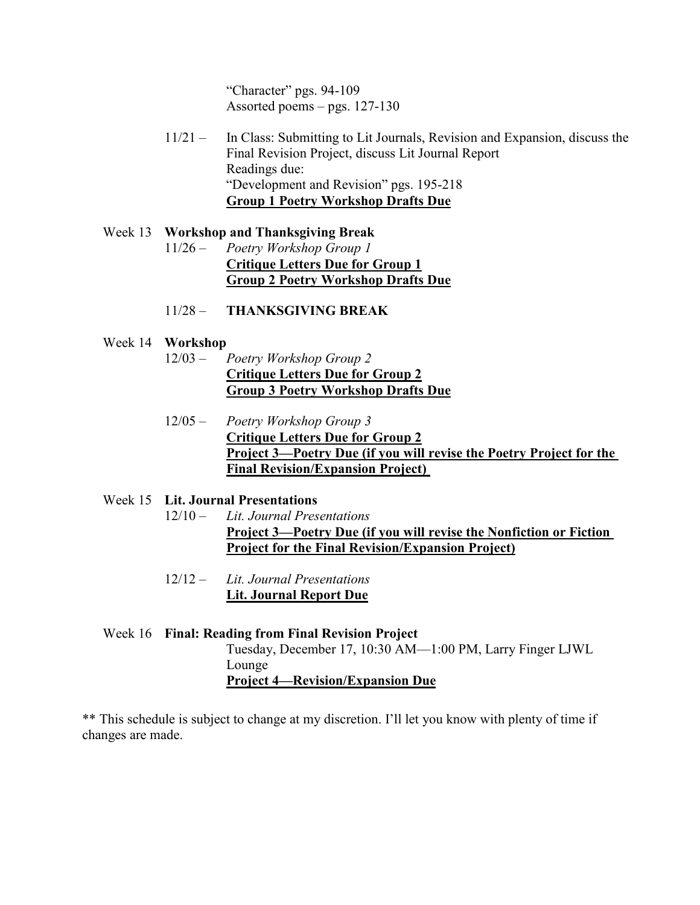"Character" pgs. 94-109
Assorted poems – pgs. 127-130

11/21 – In Class: Submitting to Lit Journals, Revision and Expansion, discuss the Final Revision Project, discuss Lit Journal Report
Readings due:
"Development and Revision" pgs. 195-218
**Group 1 Poetry Workshop Drafts Due**

Week 13 **Workshop and Thanksgiving Break**

11/26 – *Poetry Workshop Group 1*
**Critique Letters Due for Group 1**
**Group 2 Poetry Workshop Drafts Due**

11/28 – **THANKSGIVING BREAK**

Week 14 **Workshop**

12/03 – *Poetry Workshop Group 2*
**Critique Letters Due for Group 2**
**Group 3 Poetry Workshop Drafts Due**

12/05 – *Poetry Workshop Group 3*
**Critique Letters Due for Group 2**
**Project 3—Poetry Due (if you will revise the Poetry Project for the Final Revision/Expansion Project)**

Week 15 **Lit. Journal Presentations**

12/10 – *Lit. Journal Presentations*
**Project 3—Poetry Due (if you will revise the Nonfiction or Fiction Project for the Final Revision/Expansion Project)**

12/12 – *Lit. Journal Presentations*
**Lit. Journal Report Due**

Week 16 **Final: Reading from Final Revision Project**

Tuesday, December 17, 10:30 AM—1:00 PM, Larry Finger LJWL Lounge
**Project 4—Revision/Expansion Due**

** This schedule is subject to change at my discretion. I'll let you know with plenty of time if changes are made.